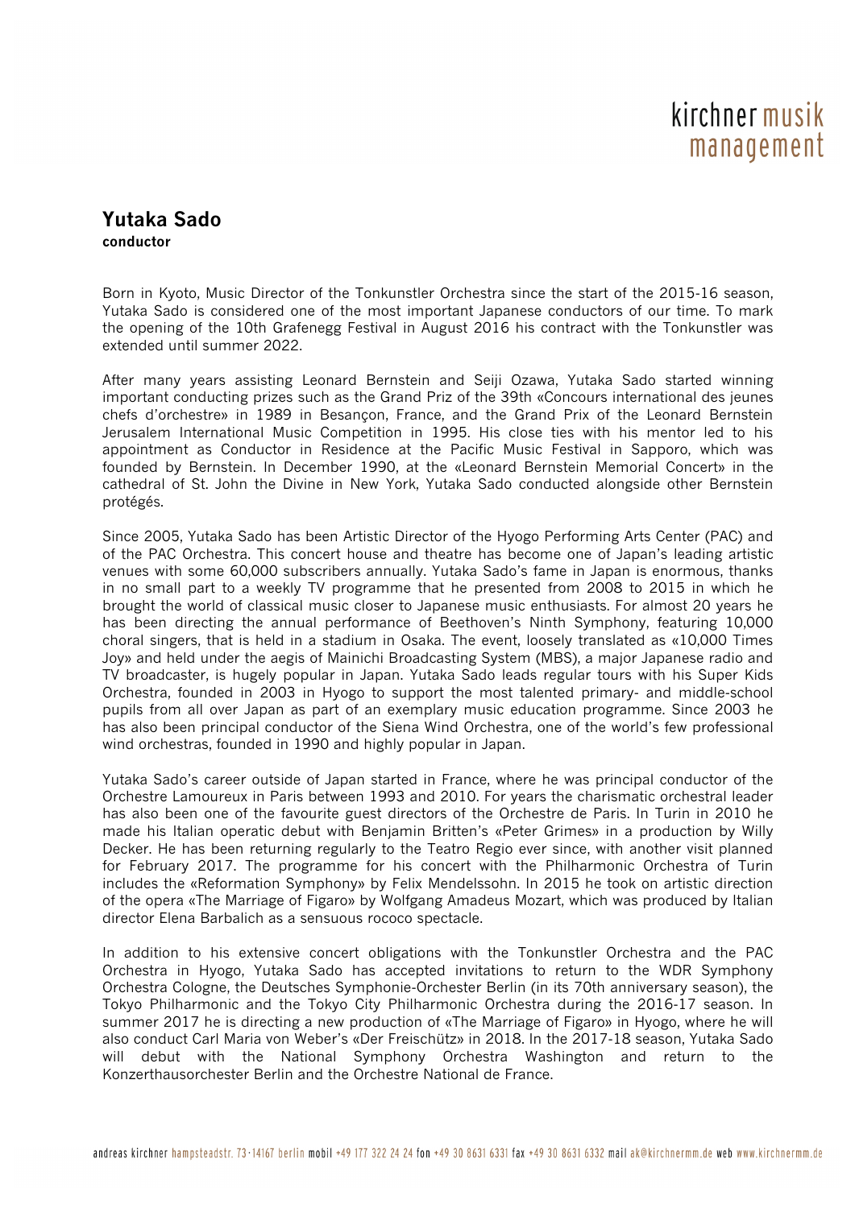# Yutaka Sado

**conductor**

Born in Kyoto, Music Director of the Tonkunstler Orchestra since the start of the 2015-16 season, Yutaka Sado is considered one of the most important Japanese conductors of our time. To mark the opening of the 10th Grafenegg Festival in August 2016 his contract with the Tonkunstler was extended until summer 2022.

After many years assisting Leonard Bernstein and Seiji Ozawa, Yutaka Sado started winning important conducting prizes such as the Grand Priz of the 39th «Concours international des jeunes chefs d'orchestre» in 1989 in Besançon, France, and the Grand Prix of the Leonard Bernstein Jerusalem International Music Competition in 1995. His close ties with his mentor led to his appointment as Conductor in Residence at the Pacific Music Festival in Sapporo, which was founded by Bernstein. In December 1990, at the «Leonard Bernstein Memorial Concert» in the cathedral of St. John the Divine in New York, Yutaka Sado conducted alongside other Bernstein protégés.

Since 2005, Yutaka Sado has been Artistic Director of the Hyogo Performing Arts Center (PAC) and of the PAC Orchestra. This concert house and theatre has become one of Japan's leading artistic venues with some 60,000 subscribers annually. Yutaka Sado's fame in Japan is enormous, thanks in no small part to a weekly TV programme that he presented from 2008 to 2015 in which he brought the world of classical music closer to Japanese music enthusiasts. For almost 20 years he has been directing the annual performance of Beethoven's Ninth Symphony, featuring 10,000 choral singers, that is held in a stadium in Osaka. The event, loosely translated as «10,000 Times Joy» and held under the aegis of Mainichi Broadcasting System (MBS), a major Japanese radio and TV broadcaster, is hugely popular in Japan. Yutaka Sado leads regular tours with his Super Kids Orchestra, founded in 2003 in Hyogo to support the most talented primary- and middle-school pupils from all over Japan as part of an exemplary music education programme. Since 2003 he has also been principal conductor of the Siena Wind Orchestra, one of the world's few professional wind orchestras, founded in 1990 and highly popular in Japan.

Yutaka Sado's career outside of Japan started in France, where he was principal conductor of the Orchestre Lamoureux in Paris between 1993 and 2010. For years the charismatic orchestral leader has also been one of the favourite guest directors of the Orchestre de Paris. In Turin in 2010 he made his Italian operatic debut with Benjamin Britten's «Peter Grimes» in a production by Willy Decker. He has been returning regularly to the Teatro Regio ever since, with another visit planned for February 2017. The programme for his concert with the Philharmonic Orchestra of Turin includes the «Reformation Symphony» by Felix Mendelssohn. In 2015 he took on artistic direction of the opera «The Marriage of Figaro» by Wolfgang Amadeus Mozart, which was produced by Italian director Elena Barbalich as a sensuous rococo spectacle.

In addition to his extensive concert obligations with the Tonkunstler Orchestra and the PAC Orchestra in Hyogo, Yutaka Sado has accepted invitations to return to the WDR Symphony Orchestra Cologne, the Deutsches Symphonie-Orchester Berlin (in its 70th anniversary season), the Tokyo Philharmonic and the Tokyo City Philharmonic Orchestra during the 2016-17 season. In summer 2017 he is directing a new production of «The Marriage of Figaro» in Hyogo, where he will also conduct Carl Maria von Weber's «Der Freischütz» in 2018. In the 2017-18 season, Yutaka Sado will debut with the National Symphony Orchestra Washington and return to the Konzerthausorchester Berlin and the Orchestre National de France.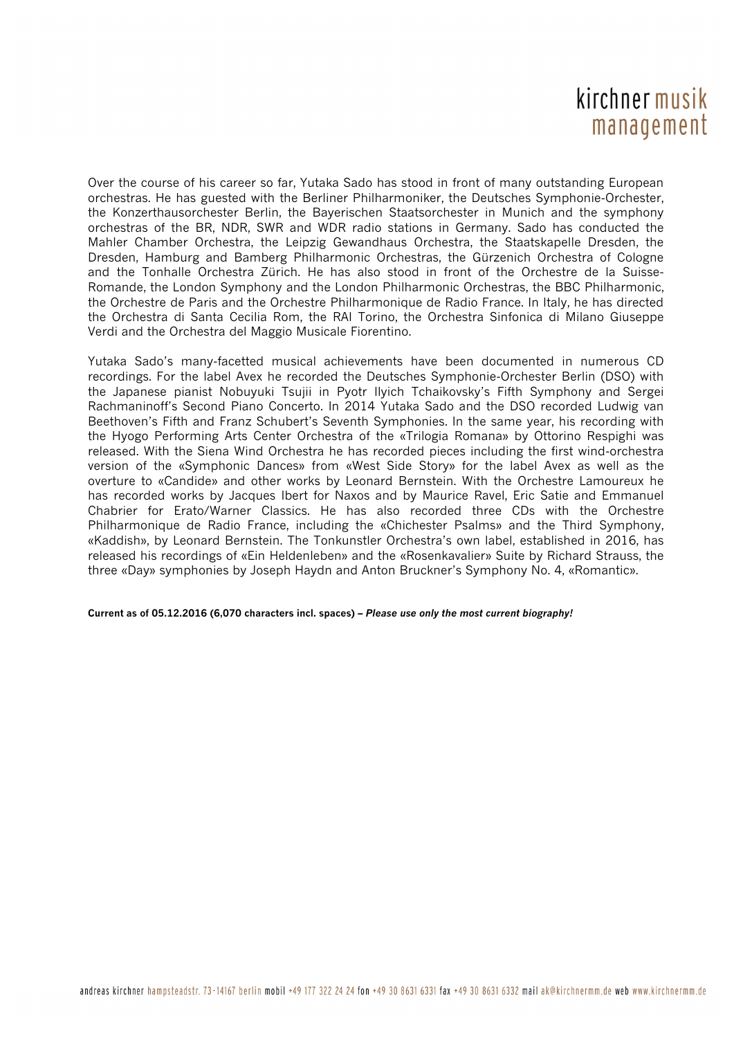Over the course of his career so far, Yutaka Sado has stood in front of many outstanding European orchestras. He has guested with the Berliner Philharmoniker, the Deutsches Symphonie-Orchester, the Konzerthausorchester Berlin, the Bayerischen Staatsorchester in Munich and the symphony orchestras of the BR, NDR, SWR and WDR radio stations in Germany. Sado has conducted the Mahler Chamber Orchestra, the Leipzig Gewandhaus Orchestra, the Staatskapelle Dresden, the Dresden, Hamburg and Bamberg Philharmonic Orchestras, the Gürzenich Orchestra of Cologne and the Tonhalle Orchestra Zürich. He has also stood in front of the Orchestre de la Suisse-Romande, the London Symphony and the London Philharmonic Orchestras, the BBC Philharmonic, the Orchestre de Paris and the Orchestre Philharmonique de Radio France. In Italy, he has directed the Orchestra di Santa Cecilia Rom, the RAI Torino, the Orchestra Sinfonica di Milano Giuseppe Verdi and the Orchestra del Maggio Musicale Fiorentino.

Yutaka Sado's many-facetted musical achievements have been documented in numerous CD recordings. For the label Avex he recorded the Deutsches Symphonie-Orchester Berlin (DSO) with the Japanese pianist Nobuyuki Tsujii in Pyotr Ilyich Tchaikovsky's Fifth Symphony and Sergei Rachmaninoff's Second Piano Concerto. In 2014 Yutaka Sado and the DSO recorded Ludwig van Beethoven's Fifth and Franz Schubert's Seventh Symphonies. In the same year, his recording with the Hyogo Performing Arts Center Orchestra of the «Trilogia Romana» by Ottorino Respighi was released. With the Siena Wind Orchestra he has recorded pieces including the first wind-orchestra version of the «Symphonic Dances» from «West Side Story» for the label Avex as well as the overture to «Candide» and other works by Leonard Bernstein. With the Orchestre Lamoureux he has recorded works by Jacques Ibert for Naxos and by Maurice Ravel, Eric Satie and Emmanuel Chabrier for Erato/Warner Classics. He has also recorded three CDs with the Orchestre Philharmonique de Radio France, including the «Chichester Psalms» and the Third Symphony, «Kaddish», by Leonard Bernstein. The Tonkunstler Orchestra's own label, established in 2016, has released his recordings of «Ein Heldenleben» and the «Rosenkavalier» Suite by Richard Strauss, the three «Day» symphonies by Joseph Haydn and Anton Bruckner's Symphony No. 4, «Romantic».

**Current as of 05.12.2016 (6,070 characters incl. spaces) –** ***Please use only the most current biography!***